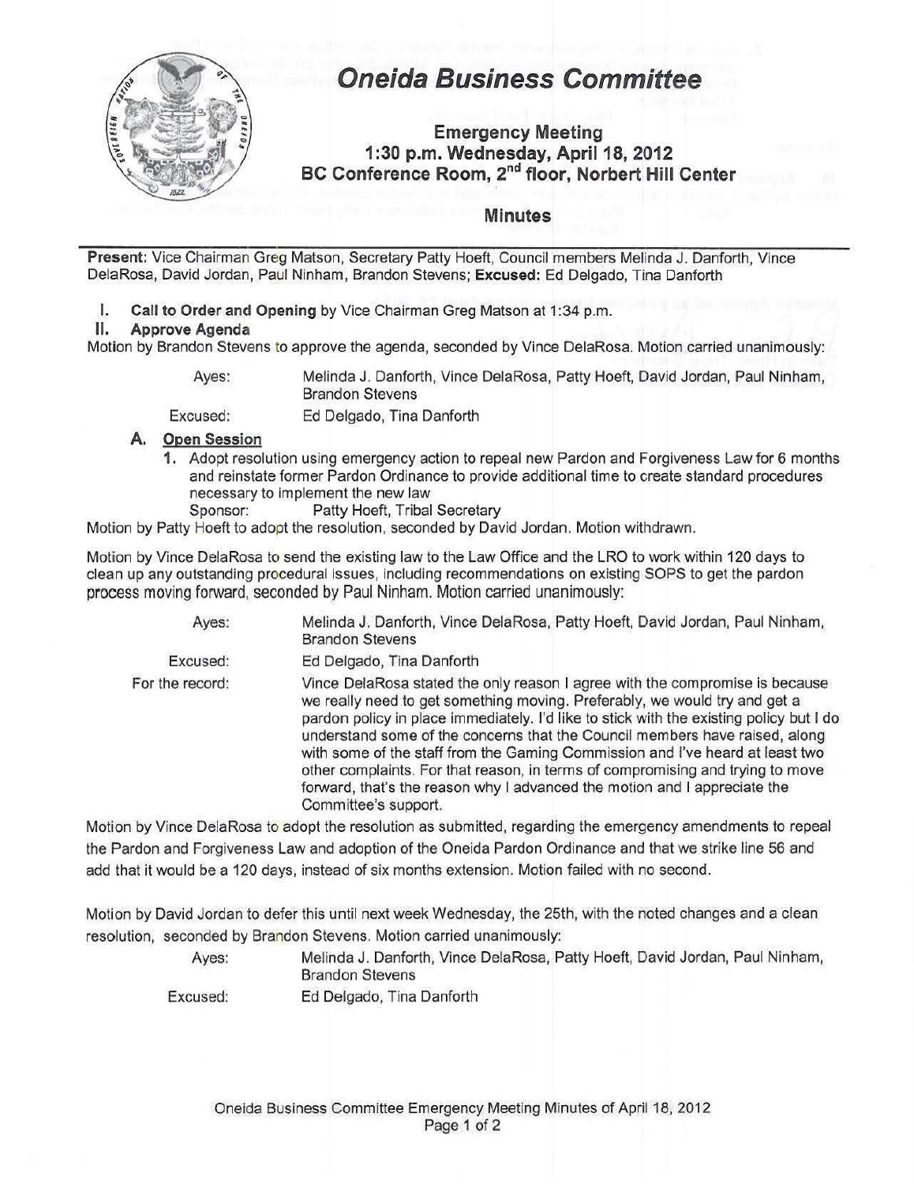# Oneida Business Committee

## Emergency Meeting
## 1:30 p.m. Wednesday, April 18, 2012
## BC Conference Room, 2nd floor, Norbert Hill Center

## Minutes

**Present:** Vice Chairman Greg Matson, Secretary Patty Hoeft, Council members Melinda J. Danforth, Vince DelaRosa, David Jordan, Paul Ninham, Brandon Stevens; **Excused:** Ed Delgado, Tina Danforth

**I. Call to Order and Opening** by Vice Chairman Greg Matson at 1:34 p.m.

**II. Approve Agenda**

Motion by Brandon Stevens to approve the agenda, seconded by Vince DelaRosa. Motion carried unanimously:

| | |
|---|---|
| Ayes: | Melinda J. Danforth, Vince DelaRosa, Patty Hoeft, David Jordan, Paul Ninham, Brandon Stevens |
| Excused: | Ed Delgado, Tina Danforth |

**A. Open Session**

1. Adopt resolution using emergency action to repeal new Pardon and Forgiveness Law for 6 months and reinstate former Pardon Ordinance to provide additional time to create standard procedures necessary to implement the new law
   Sponsor: Patty Hoeft, Tribal Secretary

Motion by Patty Hoeft to adopt the resolution, seconded by David Jordan. Motion withdrawn.

Motion by Vince DelaRosa to send the existing law to the Law Office and the LRO to work within 120 days to clean up any outstanding procedural issues, including recommendations on existing SOPS to get the pardon process moving forward, seconded by Paul Ninham. Motion carried unanimously:

| | |
|---|---|
| Ayes: | Melinda J. Danforth, Vince DelaRosa, Patty Hoeft, David Jordan, Paul Ninham, Brandon Stevens |
| Excused: | Ed Delgado, Tina Danforth |
| For the record: | Vince DelaRosa stated the only reason I agree with the compromise is because we really need to get something moving. Preferably, we would try and get a pardon policy in place immediately. I'd like to stick with the existing policy but I do understand some of the concerns that the Council members have raised, along with some of the staff from the Gaming Commission and I've heard at least two other complaints. For that reason, in terms of compromising and trying to move forward, that's the reason why I advanced the motion and I appreciate the Committee's support. |

Motion by Vince DelaRosa to adopt the resolution as submitted, regarding the emergency amendments to repeal the Pardon and Forgiveness Law and adoption of the Oneida Pardon Ordinance and that we strike line 56 and add that it would be a 120 days, instead of six months extension. Motion failed with no second.

Motion by David Jordan to defer this until next week Wednesday, the 25th, with the noted changes and a clean resolution, seconded by Brandon Stevens. Motion carried unanimously:

| | |
|---|---|
| Ayes: | Melinda J. Danforth, Vince DelaRosa, Patty Hoeft, David Jordan, Paul Ninham, Brandon Stevens |
| Excused: | Ed Delgado, Tina Danforth |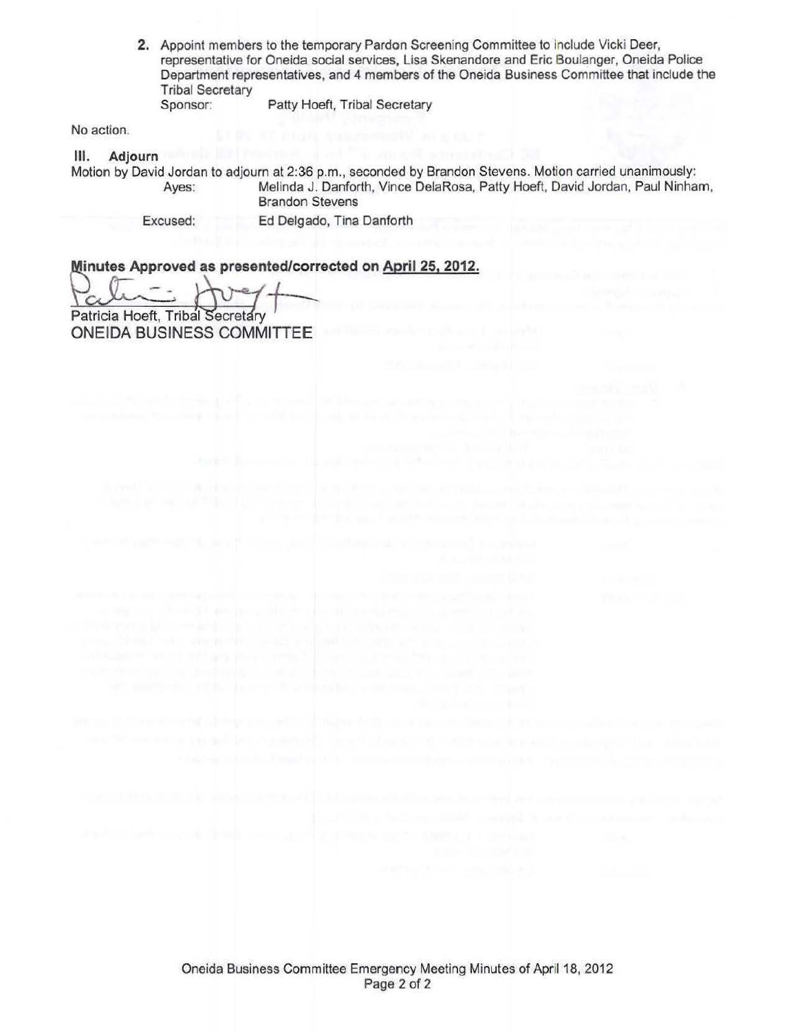2. Appoint members to the temporary Pardon Screening Committee to include Vicki Deer, representative for Oneida social services, Lisa Skenandore and Eric Boulanger, Oneida Police Department representatives, and 4 members of the Oneida Business Committee that include the Tribal Secretary

   Sponsor: Patty Hoeft, Tribal Secretary

No action.

## III. Adjourn

Motion by David Jordan to adjourn at 2:36 p.m., seconded by Brandon Stevens. Motion carried unanimously:

Ayes: Melinda J. Danforth, Vince DelaRosa, Patty Hoeft, David Jordan, Paul Ninham, Brandon Stevens

Excused: Ed Delgado, Tina Danforth

**Minutes Approved as presented/corrected on April 25, 2012.**

Patricia Hoeft, Tribal Secretary
ONEIDA BUSINESS COMMITTEE

Oneida Business Committee Emergency Meeting Minutes of April 18, 2012